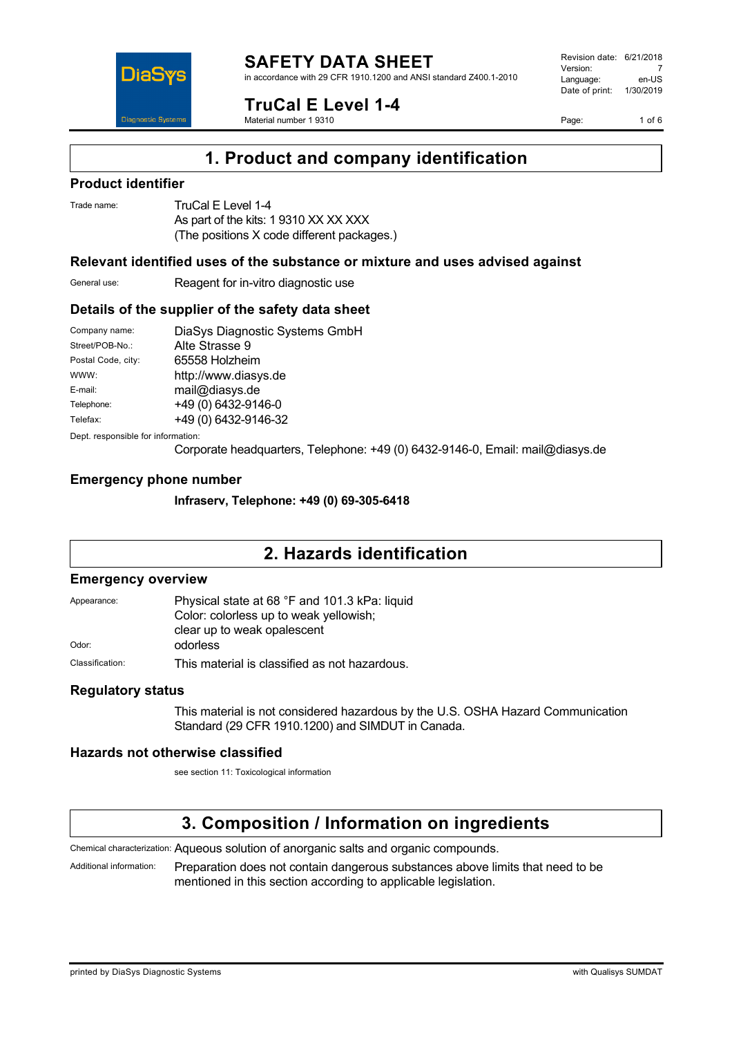# SAFETY DATA SHEET

in accordance with 29 CFR 1910.1200 and ANSI standard Z400.1-2010

Revision date: 6/21/2018
Version: 7
Language: en-US
Date of print: 1/30/2019

## TruCal E Level 1-4

Material number 1 9310

## 1. Product and company identification

### Product identifier

Trade name: TruCal E Level 1-4
As part of the kits: 1 9310 XX XX XXX
(The positions X code different packages.)

### Relevant identified uses of the substance or mixture and uses advised against

General use: Reagent for in-vitro diagnostic use

### Details of the supplier of the safety data sheet

Company name: DiaSys Diagnostic Systems GmbH
Street/POB-No.: Alte Strasse 9
Postal Code, city: 65558 Holzheim
WWW: http://www.diasys.de
E-mail: mail@diasys.de
Telephone: +49 (0) 6432-9146-0
Telefax: +49 (0) 6432-9146-32

Dept. responsible for information:
Corporate headquarters, Telephone: +49 (0) 6432-9146-0, Email: mail@diasys.de

### Emergency phone number

**Infraserv, Telephone: +49 (0) 69-305-6418**

## 2. Hazards identification

### Emergency overview

Appearance: Physical state at 68 °F and 101.3 kPa: liquid
Color: colorless up to weak yellowish;
clear up to weak opalescent

Odor: odorless

Classification: This material is classified as not hazardous.

### Regulatory status

This material is not considered hazardous by the U.S. OSHA Hazard Communication Standard (29 CFR 1910.1200) and SIMDUT in Canada.

### Hazards not otherwise classified

see section 11: Toxicological information

## 3. Composition / Information on ingredients

Chemical characterization: Aqueous solution of anorganic salts and organic compounds.

Additional information: Preparation does not contain dangerous substances above limits that need to be mentioned in this section according to applicable legislation.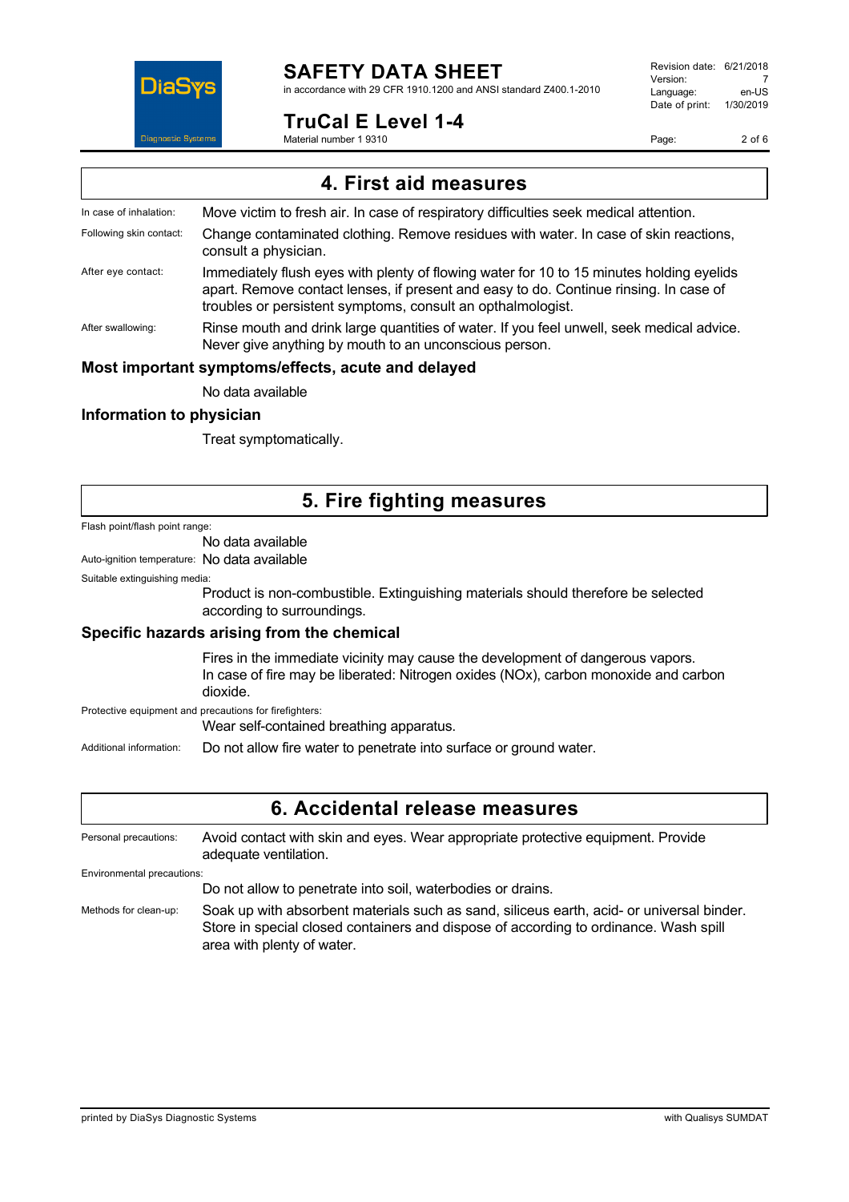## 4. First aid measures

In case of inhalation: Move victim to fresh air. In case of respiratory difficulties seek medical attention.

Following skin contact: Change contaminated clothing. Remove residues with water. In case of skin reactions, consult a physician.

After eye contact: Immediately flush eyes with plenty of flowing water for 10 to 15 minutes holding eyelids apart. Remove contact lenses, if present and easy to do. Continue rinsing. In case of troubles or persistent symptoms, consult an opthalmologist.

After swallowing: Rinse mouth and drink large quantities of water. If you feel unwell, seek medical advice. Never give anything by mouth to an unconscious person.

### Most important symptoms/effects, acute and delayed

No data available

### Information to physician

Treat symptomatically.

## 5. Fire fighting measures

Flash point/flash point range:

No data available

Auto-ignition temperature: No data available

Suitable extinguishing media:

Product is non-combustible. Extinguishing materials should therefore be selected according to surroundings.

### Specific hazards arising from the chemical

Fires in the immediate vicinity may cause the development of dangerous vapors. In case of fire may be liberated: Nitrogen oxides (NOx), carbon monoxide and carbon dioxide.

Protective equipment and precautions for firefighters:

Wear self-contained breathing apparatus.

Additional information: Do not allow fire water to penetrate into surface or ground water.

## 6. Accidental release measures

Personal precautions: Avoid contact with skin and eyes. Wear appropriate protective equipment. Provide adequate ventilation.

Environmental precautions:

Do not allow to penetrate into soil, waterbodies or drains.

Methods for clean-up: Soak up with absorbent materials such as sand, siliceus earth, acid- or universal binder. Store in special closed containers and dispose of according to ordinance. Wash spill area with plenty of water.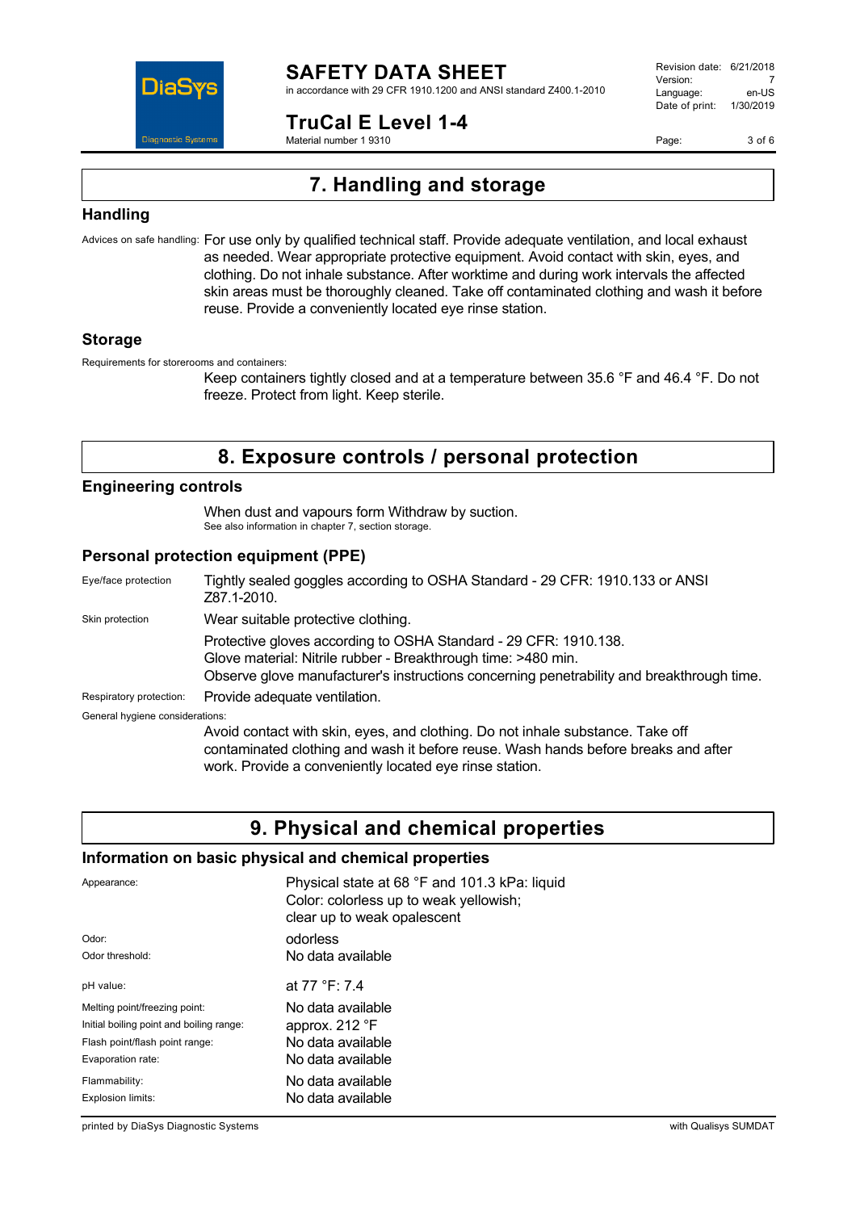## 7. Handling and storage

### Handling

Advices on safe handling: For use only by qualified technical staff. Provide adequate ventilation, and local exhaust as needed. Wear appropriate protective equipment. Avoid contact with skin, eyes, and clothing. Do not inhale substance. After worktime and during work intervals the affected skin areas must be thoroughly cleaned. Take off contaminated clothing and wash it before reuse. Provide a conveniently located eye rinse station.

### Storage

Requirements for storerooms and containers:

Keep containers tightly closed and at a temperature between 35.6 °F and 46.4 °F. Do not freeze. Protect from light. Keep sterile.

## 8. Exposure controls / personal protection

### Engineering controls

When dust and vapours form Withdraw by suction.
See also information in chapter 7, section storage.

### Personal protection equipment (PPE)

| | |
|---|---|
| Eye/face protection | Tightly sealed goggles according to OSHA Standard - 29 CFR: 1910.133 or ANSI Z87.1-2010. |
| Skin protection | Wear suitable protective clothing. |
| | Protective gloves according to OSHA Standard - 29 CFR: 1910.138.<br>Glove material: Nitrile rubber - Breakthrough time: >480 min.<br>Observe glove manufacturer's instructions concerning penetrability and breakthrough time. |
| Respiratory protection: | Provide adequate ventilation. |

General hygiene considerations:

Avoid contact with skin, eyes, and clothing. Do not inhale substance. Take off contaminated clothing and wash it before reuse. Wash hands before breaks and after work. Provide a conveniently located eye rinse station.

## 9. Physical and chemical properties

### Information on basic physical and chemical properties

| | |
|---|---|
| Appearance: | Physical state at 68 °F and 101.3 kPa: liquid<br>Color: colorless up to weak yellowish;<br>clear up to weak opalescent |
| Odor: | odorless |
| Odor threshold: | No data available |
| pH value: | at 77 °F: 7.4 |
| Melting point/freezing point: | No data available |
| Initial boiling point and boiling range: | approx. 212 °F |
| Flash point/flash point range: | No data available |
| Evaporation rate: | No data available |
| Flammability: | No data available |
| Explosion limits: | No data available |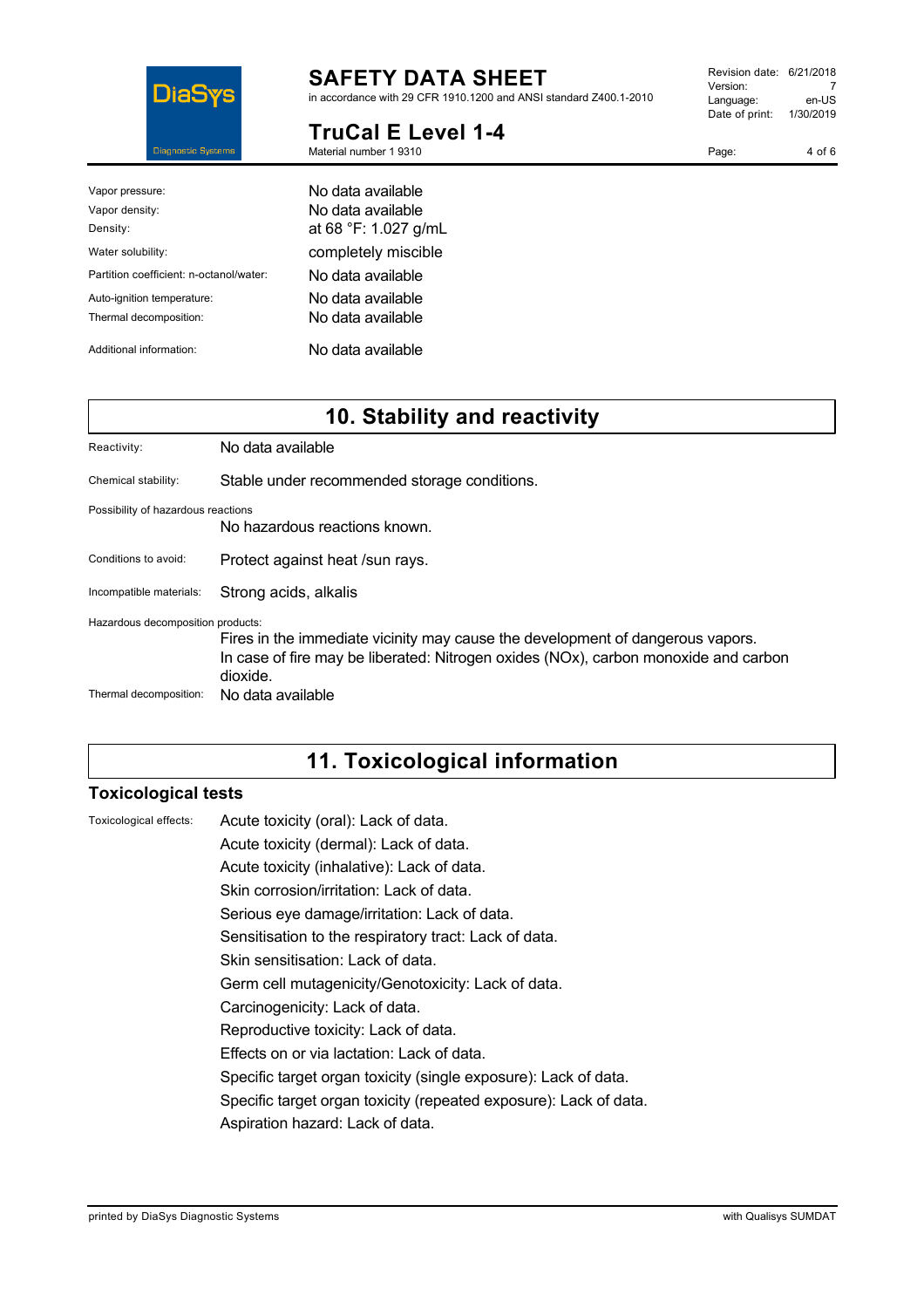| | |
|---|---|
| Vapor pressure: | No data available |
| Vapor density: | No data available |
| Density: | at 68 °F: 1.027 g/mL |
| Water solubility: | completely miscible |
| Partition coefficient: n-octanol/water: | No data available |
| Auto-ignition temperature: | No data available |
| Thermal decomposition: | No data available |
| Additional information: | No data available |

## 10. Stability and reactivity

| | |
|---|---|
| Reactivity: | No data available |
| Chemical stability: | Stable under recommended storage conditions. |
| Possibility of hazardous reactions | No hazardous reactions known. |
| Conditions to avoid: | Protect against heat /sun rays. |
| Incompatible materials: | Strong acids, alkalis |
| Hazardous decomposition products: | Fires in the immediate vicinity may cause the development of dangerous vapors. In case of fire may be liberated: Nitrogen oxides (NOx), carbon monoxide and carbon dioxide. |
| Thermal decomposition: | No data available |

## 11. Toxicological information

### Toxicological tests

Toxicological effects:

Acute toxicity (oral): Lack of data.
Acute toxicity (dermal): Lack of data.
Acute toxicity (inhalative): Lack of data.
Skin corrosion/irritation: Lack of data.
Serious eye damage/irritation: Lack of data.
Sensitisation to the respiratory tract: Lack of data.
Skin sensitisation: Lack of data.
Germ cell mutagenicity/Genotoxicity: Lack of data.
Carcinogenicity: Lack of data.
Reproductive toxicity: Lack of data.
Effects on or via lactation: Lack of data.
Specific target organ toxicity (single exposure): Lack of data.
Specific target organ toxicity (repeated exposure): Lack of data.
Aspiration hazard: Lack of data.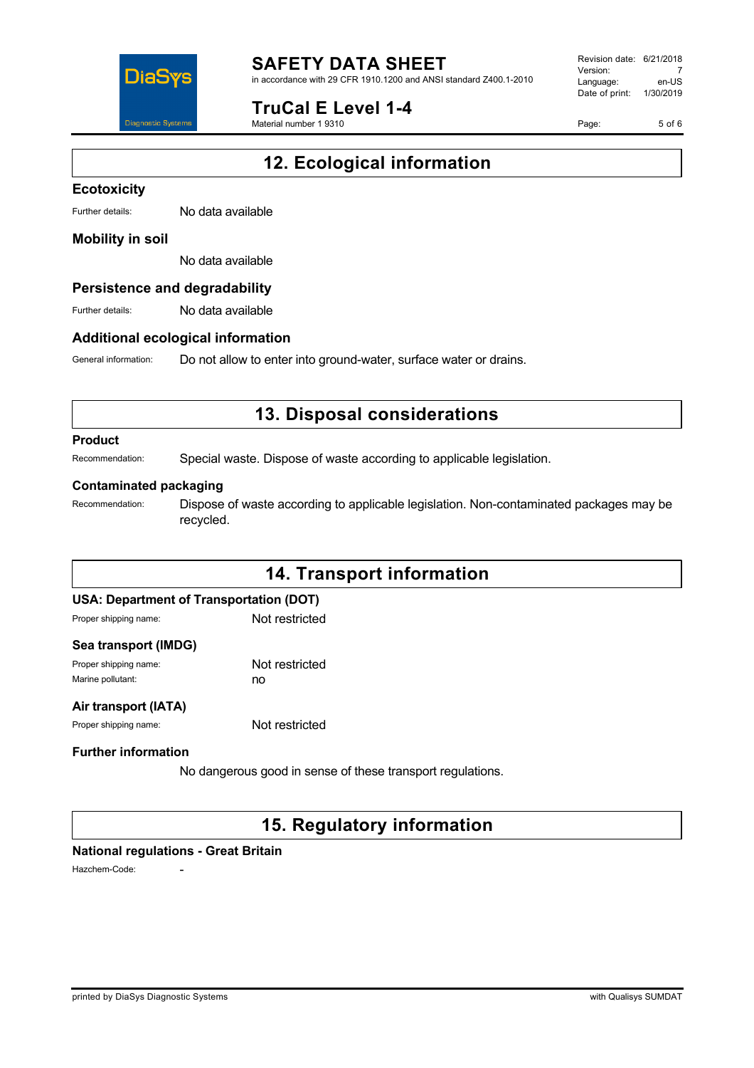## 12. Ecological information

### Ecotoxicity

Further details: No data available

### Mobility in soil

No data available

### Persistence and degradability

Further details: No data available

### Additional ecological information

General information: Do not allow to enter into ground-water, surface water or drains.

## 13. Disposal considerations

### Product

Recommendation: Special waste. Dispose of waste according to applicable legislation.

### Contaminated packaging

Recommendation: Dispose of waste according to applicable legislation. Non-contaminated packages may be recycled.

## 14. Transport information

### USA: Department of Transportation (DOT)

Proper shipping name: Not restricted

### Sea transport (IMDG)

Proper shipping name: Not restricted
Marine pollutant: no

### Air transport (IATA)

Proper shipping name: Not restricted

### Further information

No dangerous good in sense of these transport regulations.

## 15. Regulatory information

### National regulations - Great Britain

Hazchem-Code: -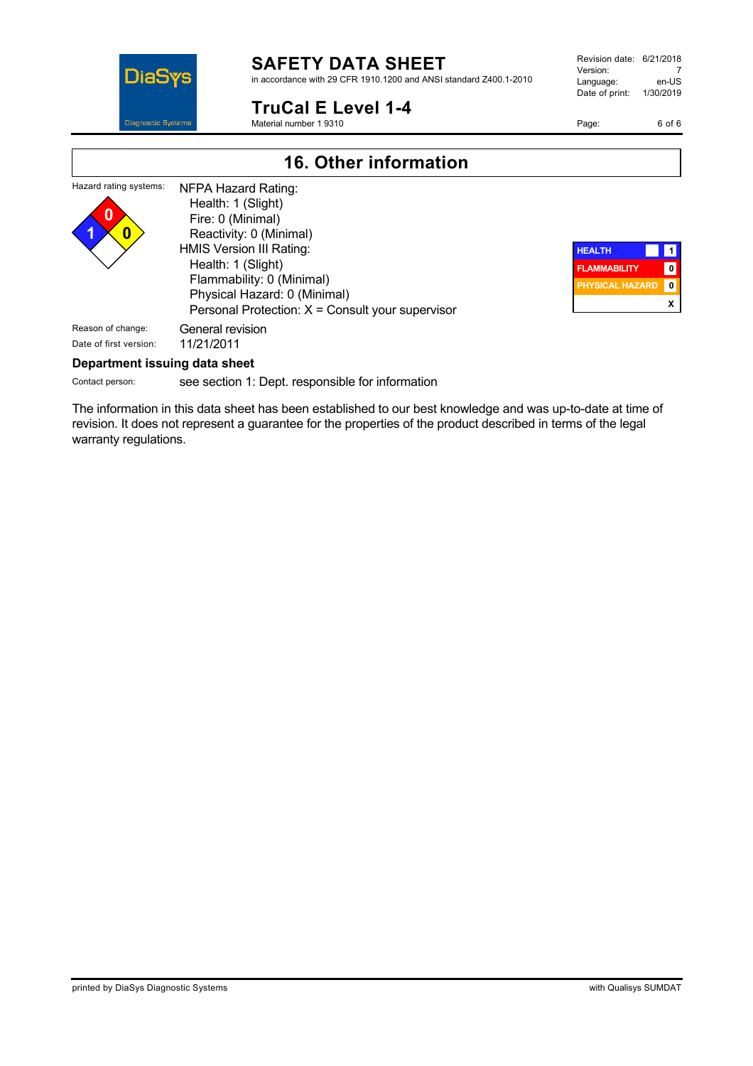## 16. Other information

Hazard rating systems:

NFPA Hazard Rating:
- Health: 1 (Slight)
- Fire: 0 (Minimal)
- Reactivity: 0 (Minimal)

HMIS Version III Rating:
- Health: 1 (Slight)
- Flammability: 0 (Minimal)
- Physical Hazard: 0 (Minimal)
- Personal Protection: X = Consult your supervisor

| | |
|---|---|
| HEALTH | 1 |
| FLAMMABILITY | 0 |
| PHYSICAL HAZARD | 0 |
| | X |

Reason of change: General revision

Date of first version: 11/21/2011

### Department issuing data sheet

Contact person: see section 1: Dept. responsible for information

The information in this data sheet has been established to our best knowledge and was up-to-date at time of revision. It does not represent a guarantee for the properties of the product described in terms of the legal warranty regulations.